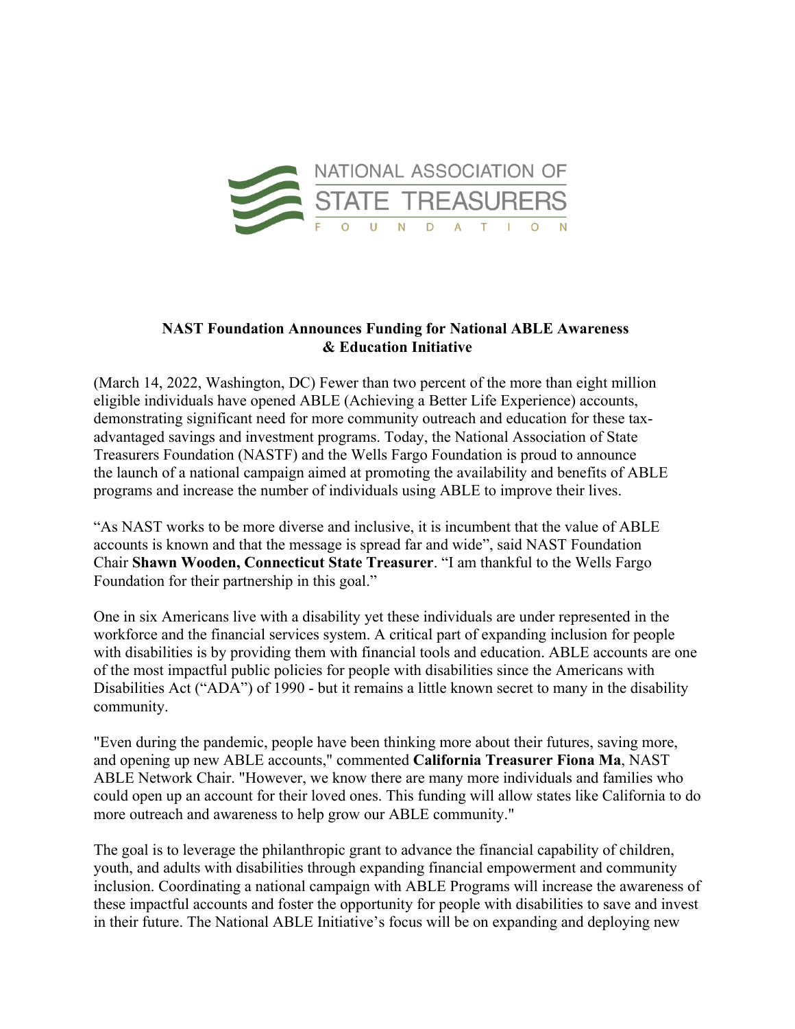NATIONAL ASSOCIATION OF STATE TREASURERS FOUNDATION

**NASTF Foundation Announces Funding for National ABLE Awareness & Education Initiative**

(March 14, 2022, Washington, DC) Fewer than two percent of the more than eight million eligible individuals have opened ABLE (Achieving a Better Life Experience) accounts, demonstrating significant need for more community outreach and education for these tax-advantaged savings and investment programs. Today, the National Association of State Treasurers Foundation (NASTF) and the Wells Fargo Foundation is proud to announce the launch of a national campaign aimed at promoting the availability and benefits of ABLE programs and increase the number of individuals using ABLE to improve their lives.

"As NAST works to be more diverse and inclusive, it is incumbent that the value of ABLE accounts is known and that the message is spread far and wide", said NAST Foundation Chair **Shawn Wooden, Connecticut State Treasurer**. "I am thankful to the Wells Fargo Foundation for their partnership in this goal."

One in six Americans live with a disability yet these individuals are under represented in the workforce and the financial services system. A critical part of expanding inclusion for people with disabilities is by providing them with financial tools and education. ABLE accounts are one of the most impactful public policies for people with disabilities since the Americans with Disabilities Act ("ADA") of 1990 - but it remains a little known secret to many in the disability community.

"Even during the pandemic, people have been thinking more about their futures, saving more, and opening up new ABLE accounts," commented **California Treasurer Fiona Ma**, NAST ABLE Network Chair. "However, we know there are many more individuals and families who could open up an account for their loved ones. This funding will allow states like California to do more outreach and awareness to help grow our ABLE community."

The goal is to leverage the philanthropic grant to advance the financial capability of children, youth, and adults with disabilities through expanding financial empowerment and community inclusion. Coordinating a national campaign with ABLE Programs will increase the awareness of these impactful accounts and foster the opportunity for people with disabilities to save and invest in their future. The National ABLE Initiative's focus will be on expanding and deploying new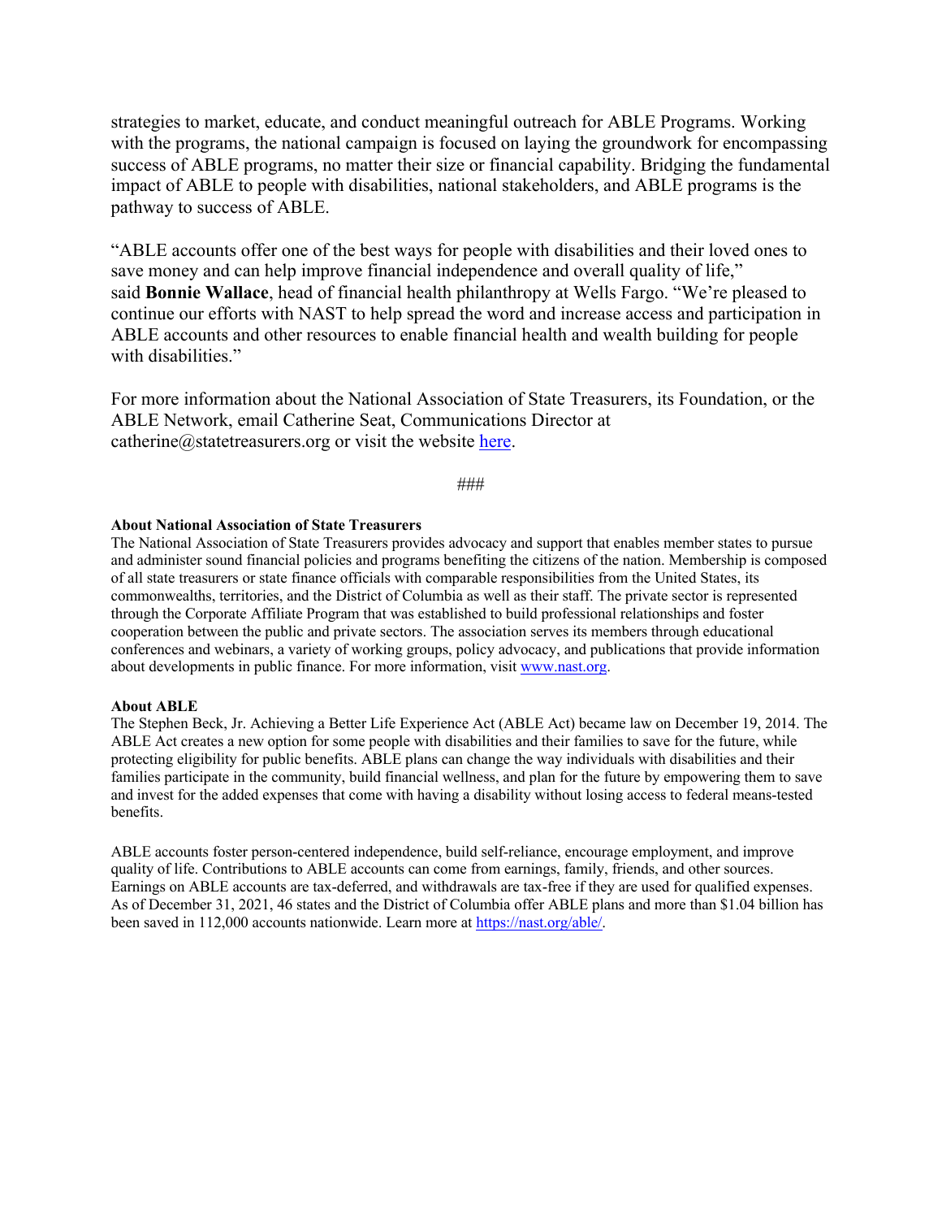strategies to market, educate, and conduct meaningful outreach for ABLE Programs. Working with the programs, the national campaign is focused on laying the groundwork for encompassing success of ABLE programs, no matter their size or financial capability. Bridging the fundamental impact of ABLE to people with disabilities, national stakeholders, and ABLE programs is the pathway to success of ABLE.

"ABLE accounts offer one of the best ways for people with disabilities and their loved ones to save money and can help improve financial independence and overall quality of life," said **Bonnie Wallace**, head of financial health philanthropy at Wells Fargo. "We're pleased to continue our efforts with NAST to help spread the word and increase access and participation in ABLE accounts and other resources to enable financial health and wealth building for people with disabilities."

For more information about the National Association of State Treasurers, its Foundation, or the ABLE Network, email Catherine Seat, Communications Director at catherine@statetreasurers.org or visit the website [here](#).

###

**About National Association of State Treasurers**

The National Association of State Treasurers provides advocacy and support that enables member states to pursue and administer sound financial policies and programs benefiting the citizens of the nation. Membership is composed of all state treasurers or state finance officials with comparable responsibilities from the United States, its commonwealths, territories, and the District of Columbia as well as their staff. The private sector is represented through the Corporate Affiliate Program that was established to build professional relationships and foster cooperation between the public and private sectors. The association serves its members through educational conferences and webinars, a variety of working groups, policy advocacy, and publications that provide information about developments in public finance. For more information, visit [www.nast.org](http://www.nast.org).

**About ABLE**

The Stephen Beck, Jr. Achieving a Better Life Experience Act (ABLE Act) became law on December 19, 2014. The ABLE Act creates a new option for some people with disabilities and their families to save for the future, while protecting eligibility for public benefits. ABLE plans can change the way individuals with disabilities and their families participate in the community, build financial wellness, and plan for the future by empowering them to save and invest for the added expenses that come with having a disability without losing access to federal means-tested benefits.

ABLE accounts foster person-centered independence, build self-reliance, encourage employment, and improve quality of life. Contributions to ABLE accounts can come from earnings, family, friends, and other sources. Earnings on ABLE accounts are tax-deferred, and withdrawals are tax-free if they are used for qualified expenses. As of December 31, 2021, 46 states and the District of Columbia offer ABLE plans and more than $1.04 billion has been saved in 112,000 accounts nationwide. Learn more at [https://nast.org/able/](https://nast.org/able/).